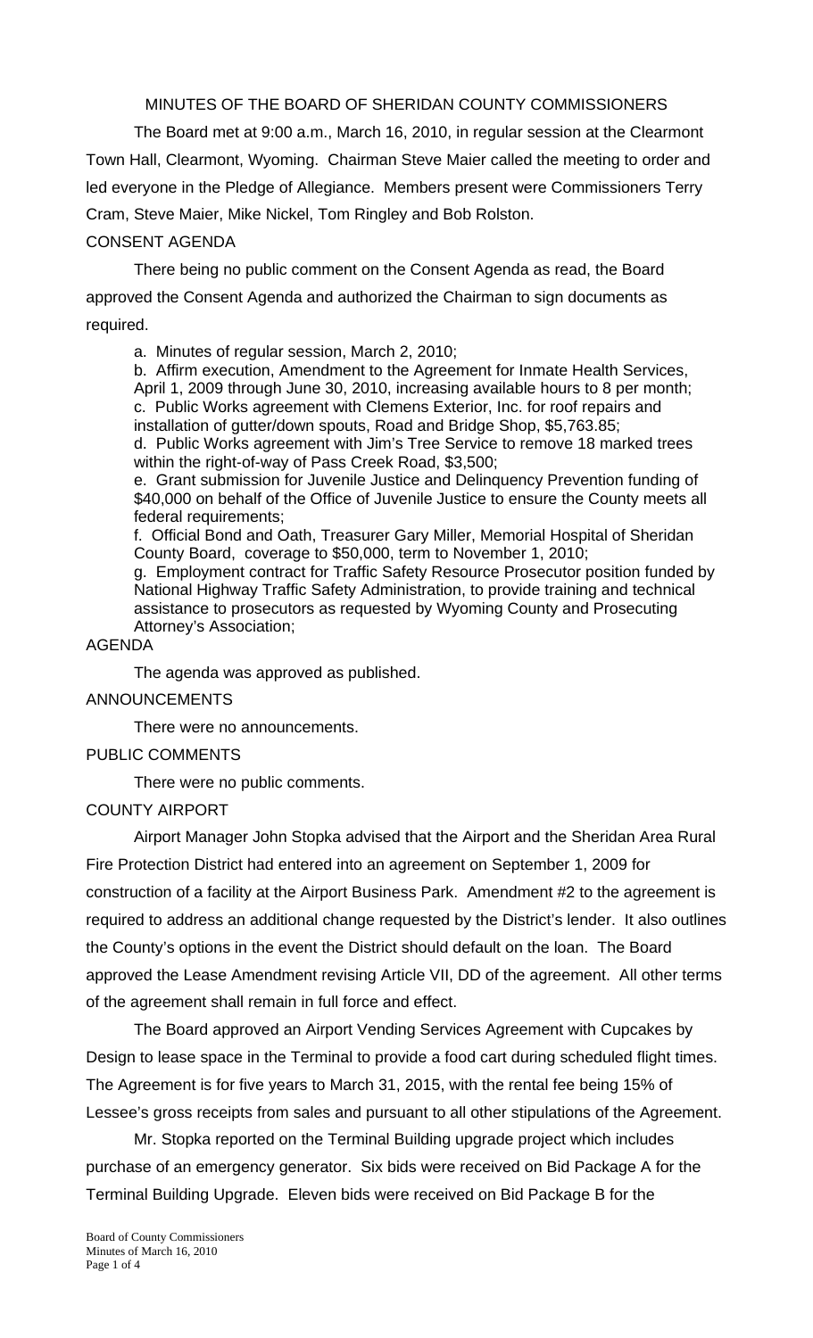# MINUTES OF THE BOARD OF SHERIDAN COUNTY COMMISSIONERS

The Board met at 9:00 a.m., March 16, 2010, in regular session at the Clearmont Town Hall, Clearmont, Wyoming. Chairman Steve Maier called the meeting to order and led everyone in the Pledge of Allegiance. Members present were Commissioners Terry Cram, Steve Maier, Mike Nickel, Tom Ringley and Bob Rolston.

## CONSENT AGENDA

There being no public comment on the Consent Agenda as read, the Board approved the Consent Agenda and authorized the Chairman to sign documents as required.

a. Minutes of regular session, March 2, 2010;
b. Affirm execution, Amendment to the Agreement for Inmate Health Services, April 1, 2009 through June 30, 2010, increasing available hours to 8 per month;
c. Public Works agreement with Clemens Exterior, Inc. for roof repairs and installation of gutter/down spouts, Road and Bridge Shop, $5,763.85;
d. Public Works agreement with Jim's Tree Service to remove 18 marked trees within the right-of-way of Pass Creek Road, $3,500;
e. Grant submission for Juvenile Justice and Delinquency Prevention funding of $40,000 on behalf of the Office of Juvenile Justice to ensure the County meets all federal requirements;
f. Official Bond and Oath, Treasurer Gary Miller, Memorial Hospital of Sheridan County Board, coverage to $50,000, term to November 1, 2010;
g. Employment contract for Traffic Safety Resource Prosecutor position funded by National Highway Traffic Safety Administration, to provide training and technical assistance to prosecutors as requested by Wyoming County and Prosecuting Attorney's Association;

## AGENDA

The agenda was approved as published.

## ANNOUNCEMENTS

There were no announcements.

## PUBLIC COMMENTS

There were no public comments.

## COUNTY AIRPORT

Airport Manager John Stopka advised that the Airport and the Sheridan Area Rural Fire Protection District had entered into an agreement on September 1, 2009 for construction of a facility at the Airport Business Park. Amendment #2 to the agreement is required to address an additional change requested by the District's lender. It also outlines the County's options in the event the District should default on the loan. The Board approved the Lease Amendment revising Article VII, DD of the agreement. All other terms of the agreement shall remain in full force and effect.

The Board approved an Airport Vending Services Agreement with Cupcakes by Design to lease space in the Terminal to provide a food cart during scheduled flight times. The Agreement is for five years to March 31, 2015, with the rental fee being 15% of Lessee's gross receipts from sales and pursuant to all other stipulations of the Agreement.

Mr. Stopka reported on the Terminal Building upgrade project which includes purchase of an emergency generator. Six bids were received on Bid Package A for the Terminal Building Upgrade. Eleven bids were received on Bid Package B for the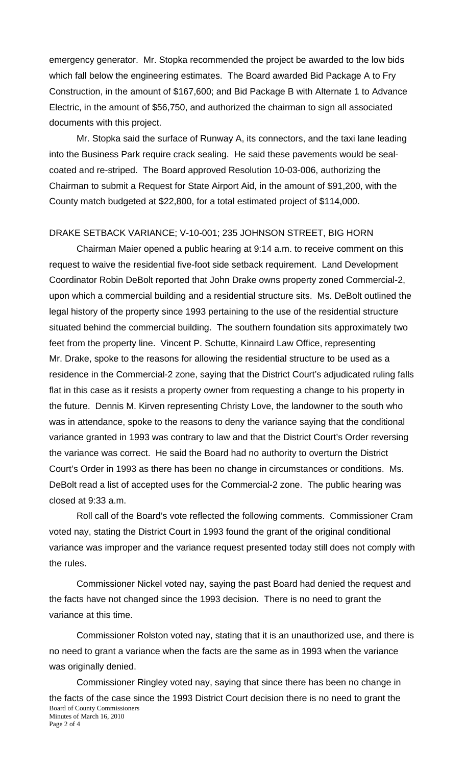emergency generator. Mr. Stopka recommended the project be awarded to the low bids which fall below the engineering estimates. The Board awarded Bid Package A to Fry Construction, in the amount of $167,600; and Bid Package B with Alternate 1 to Advance Electric, in the amount of $56,750, and authorized the chairman to sign all associated documents with this project.

Mr. Stopka said the surface of Runway A, its connectors, and the taxi lane leading into the Business Park require crack sealing. He said these pavements would be seal-coated and re-striped. The Board approved Resolution 10-03-006, authorizing the Chairman to submit a Request for State Airport Aid, in the amount of $91,200, with the County match budgeted at $22,800, for a total estimated project of $114,000.

DRAKE SETBACK VARIANCE; V-10-001; 235 JOHNSON STREET, BIG HORN

Chairman Maier opened a public hearing at 9:14 a.m. to receive comment on this request to waive the residential five-foot side setback requirement. Land Development Coordinator Robin DeBolt reported that John Drake owns property zoned Commercial-2, upon which a commercial building and a residential structure sits. Ms. DeBolt outlined the legal history of the property since 1993 pertaining to the use of the residential structure situated behind the commercial building. The southern foundation sits approximately two feet from the property line. Vincent P. Schutte, Kinnaird Law Office, representing Mr. Drake, spoke to the reasons for allowing the residential structure to be used as a residence in the Commercial-2 zone, saying that the District Court's adjudicated ruling falls flat in this case as it resists a property owner from requesting a change to his property in the future. Dennis M. Kirven representing Christy Love, the landowner to the south who was in attendance, spoke to the reasons to deny the variance saying that the conditional variance granted in 1993 was contrary to law and that the District Court's Order reversing the variance was correct. He said the Board had no authority to overturn the District Court's Order in 1993 as there has been no change in circumstances or conditions. Ms. DeBolt read a list of accepted uses for the Commercial-2 zone. The public hearing was closed at 9:33 a.m.

Roll call of the Board's vote reflected the following comments. Commissioner Cram voted nay, stating the District Court in 1993 found the grant of the original conditional variance was improper and the variance request presented today still does not comply with the rules.

Commissioner Nickel voted nay, saying the past Board had denied the request and the facts have not changed since the 1993 decision. There is no need to grant the variance at this time.

Commissioner Rolston voted nay, stating that it is an unauthorized use, and there is no need to grant a variance when the facts are the same as in 1993 when the variance was originally denied.

Commissioner Ringley voted nay, saying that since there has been no change in the facts of the case since the 1993 District Court decision there is no need to grant the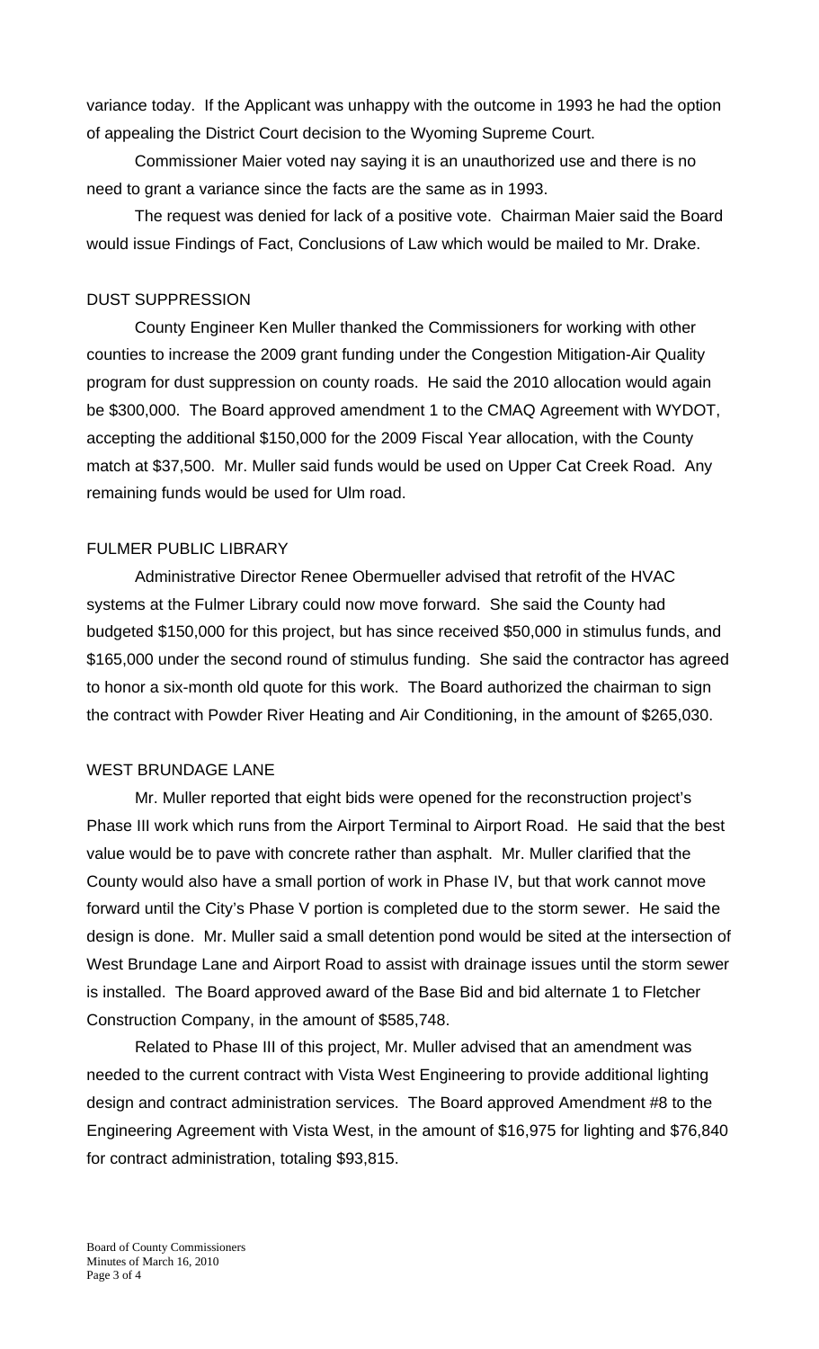variance today. If the Applicant was unhappy with the outcome in 1993 he had the option of appealing the District Court decision to the Wyoming Supreme Court.

Commissioner Maier voted nay saying it is an unauthorized use and there is no need to grant a variance since the facts are the same as in 1993.

The request was denied for lack of a positive vote. Chairman Maier said the Board would issue Findings of Fact, Conclusions of Law which would be mailed to Mr. Drake.

## DUST SUPPRESSION

County Engineer Ken Muller thanked the Commissioners for working with other counties to increase the 2009 grant funding under the Congestion Mitigation-Air Quality program for dust suppression on county roads. He said the 2010 allocation would again be $300,000. The Board approved amendment 1 to the CMAQ Agreement with WYDOT, accepting the additional $150,000 for the 2009 Fiscal Year allocation, with the County match at $37,500. Mr. Muller said funds would be used on Upper Cat Creek Road. Any remaining funds would be used for Ulm road.

## FULMER PUBLIC LIBRARY

Administrative Director Renee Obermueller advised that retrofit of the HVAC systems at the Fulmer Library could now move forward. She said the County had budgeted $150,000 for this project, but has since received $50,000 in stimulus funds, and $165,000 under the second round of stimulus funding. She said the contractor has agreed to honor a six-month old quote for this work. The Board authorized the chairman to sign the contract with Powder River Heating and Air Conditioning, in the amount of $265,030.

## WEST BRUNDAGE LANE

Mr. Muller reported that eight bids were opened for the reconstruction project's Phase III work which runs from the Airport Terminal to Airport Road. He said that the best value would be to pave with concrete rather than asphalt. Mr. Muller clarified that the County would also have a small portion of work in Phase IV, but that work cannot move forward until the City's Phase V portion is completed due to the storm sewer. He said the design is done. Mr. Muller said a small detention pond would be sited at the intersection of West Brundage Lane and Airport Road to assist with drainage issues until the storm sewer is installed. The Board approved award of the Base Bid and bid alternate 1 to Fletcher Construction Company, in the amount of $585,748.

Related to Phase III of this project, Mr. Muller advised that an amendment was needed to the current contract with Vista West Engineering to provide additional lighting design and contract administration services. The Board approved Amendment #8 to the Engineering Agreement with Vista West, in the amount of $16,975 for lighting and $76,840 for contract administration, totaling $93,815.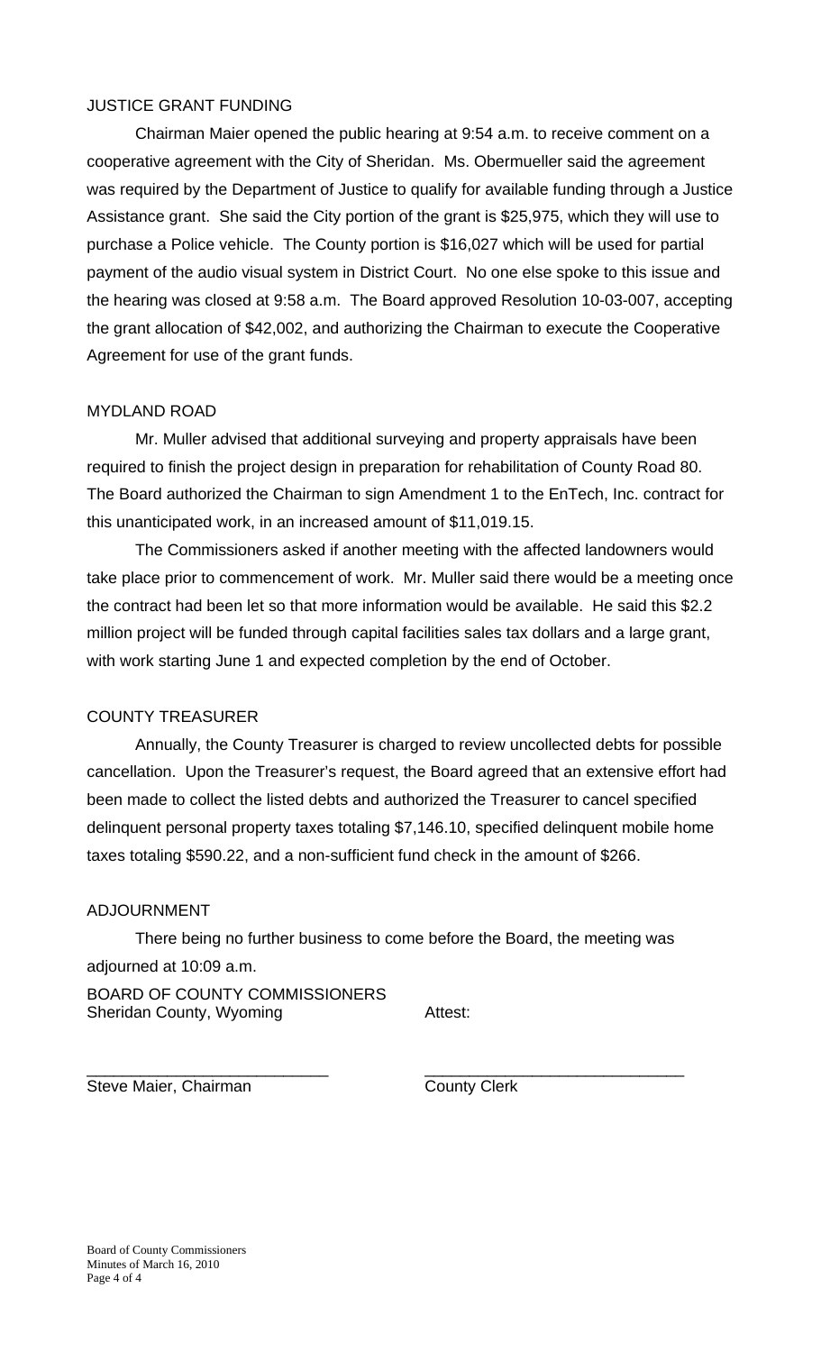## JUSTICE GRANT FUNDING

Chairman Maier opened the public hearing at 9:54 a.m. to receive comment on a cooperative agreement with the City of Sheridan. Ms. Obermueller said the agreement was required by the Department of Justice to qualify for available funding through a Justice Assistance grant. She said the City portion of the grant is $25,975, which they will use to purchase a Police vehicle. The County portion is $16,027 which will be used for partial payment of the audio visual system in District Court. No one else spoke to this issue and the hearing was closed at 9:58 a.m. The Board approved Resolution 10-03-007, accepting the grant allocation of $42,002, and authorizing the Chairman to execute the Cooperative Agreement for use of the grant funds.

## MYDLAND ROAD

Mr. Muller advised that additional surveying and property appraisals have been required to finish the project design in preparation for rehabilitation of County Road 80. The Board authorized the Chairman to sign Amendment 1 to the EnTech, Inc. contract for this unanticipated work, in an increased amount of $11,019.15.

The Commissioners asked if another meeting with the affected landowners would take place prior to commencement of work. Mr. Muller said there would be a meeting once the contract had been let so that more information would be available. He said this $2.2 million project will be funded through capital facilities sales tax dollars and a large grant, with work starting June 1 and expected completion by the end of October.

## COUNTY TREASURER

Annually, the County Treasurer is charged to review uncollected debts for possible cancellation. Upon the Treasurer's request, the Board agreed that an extensive effort had been made to collect the listed debts and authorized the Treasurer to cancel specified delinquent personal property taxes totaling $7,146.10, specified delinquent mobile home taxes totaling $590.22, and a non-sufficient fund check in the amount of $266.

## ADJOURNMENT

There being no further business to come before the Board, the meeting was adjourned at 10:09 a.m.

BOARD OF COUNTY COMMISSIONERS
Sheridan County, Wyoming

Attest:

\_\_\_\_\_\_\_\_\_\_\_\_\_\_\_\_\_\_\_\_\_\_\_\_\_\_\_
Steve Maier, Chairman

\_\_\_\_\_\_\_\_\_\_\_\_\_\_\_\_\_\_\_\_\_\_\_\_\_\_\_\_\_\_
County Clerk